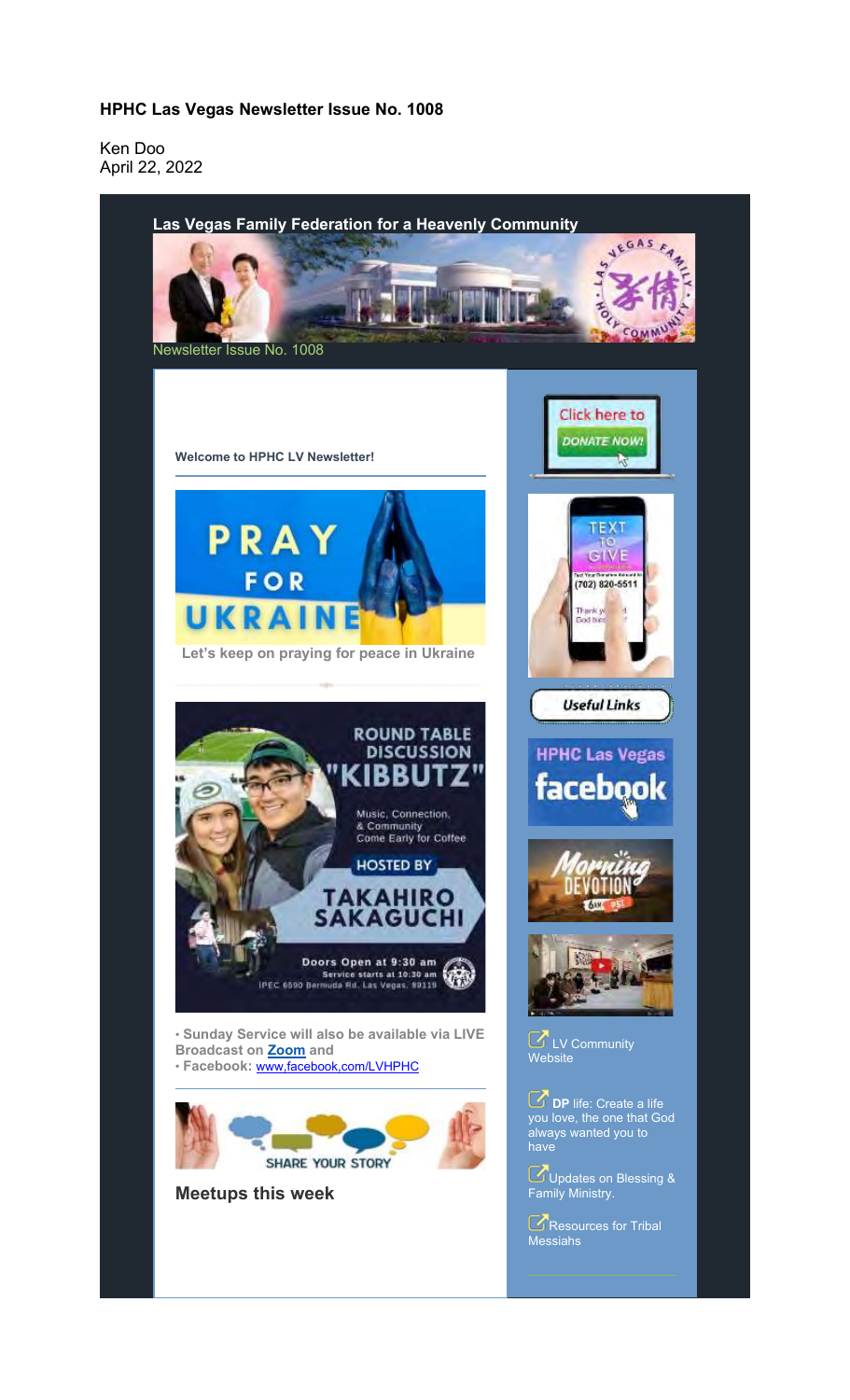**HPHC Las Vegas Newsletter Issue No. 1008**

Ken Doo
April 22, 2022

**Las Vegas Family Federation for a Heavenly Community**

Newsletter Issue No. 1008

**Welcome to HPHC LV Newsletter!**

**Let's keep on praying for peace in Ukraine**

- **Sunday Service will also be available via LIVE Broadcast on [Zoom] and**
- **Facebook:** www,facebook,com/LVHPHC

## Meetups this week

LV Community Website

**DP** life: Create a life you love, the one that God always wanted you to have

Updates on Blessing & Family Ministry.

Resources for Tribal Messiahs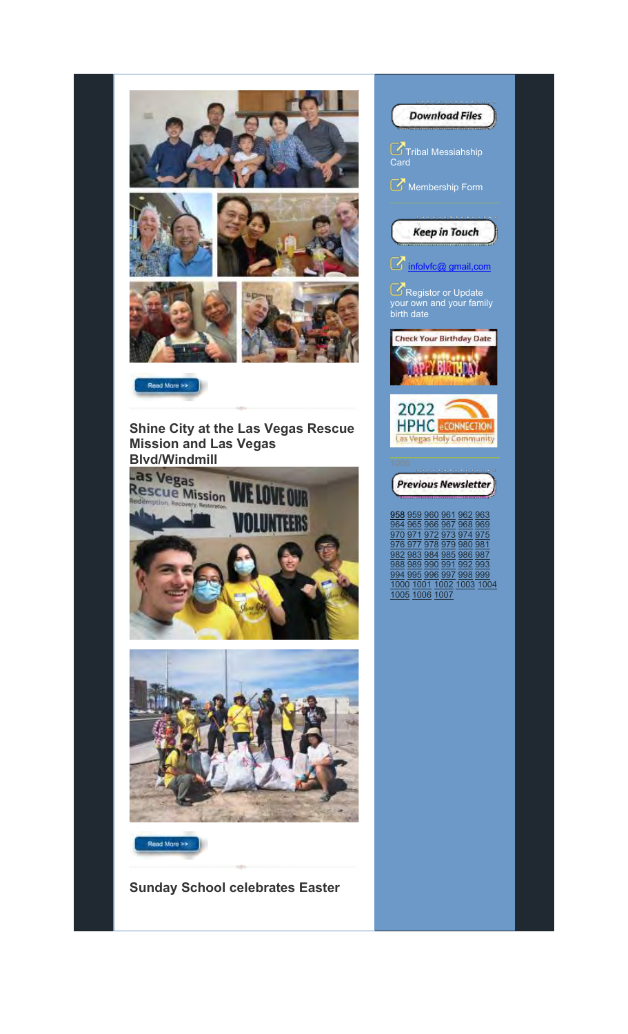Read More >>

## Shine City at the Las Vegas Rescue Mission and Las Vegas Blvd/Windmill

Read More >>

## Sunday School celebrates Easter

**Download Files**

Tribal Messiahship Card

Membership Form

**Keep in Touch**

infolvfc@ gmail.com

Registor or Update your own and your family birth date

Check Your Birthday Date

2022 HPHC eCONNECTION Las Vegas Holy Community

**Previous Newsletter**

958 959 960 961 962 963 964 965 966 967 968 969 970 971 972 973 974 975 976 977 978 979 980 981 982 983 984 985 986 987 988 989 990 991 992 993 994 995 996 997 998 999 1000 1001 1002 1003 1004 1005 1006 1007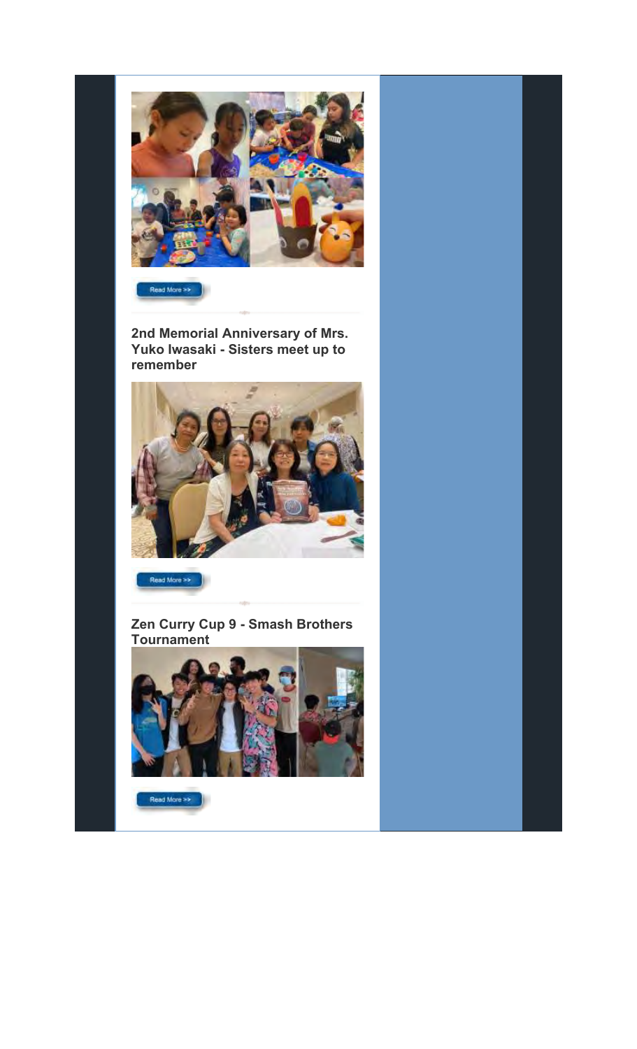Read More >>

## 2nd Memorial Anniversary of Mrs. Yuko Iwasaki - Sisters meet up to remember

Read More >>

## Zen Curry Cup 9 - Smash Brothers Tournament

Read More >>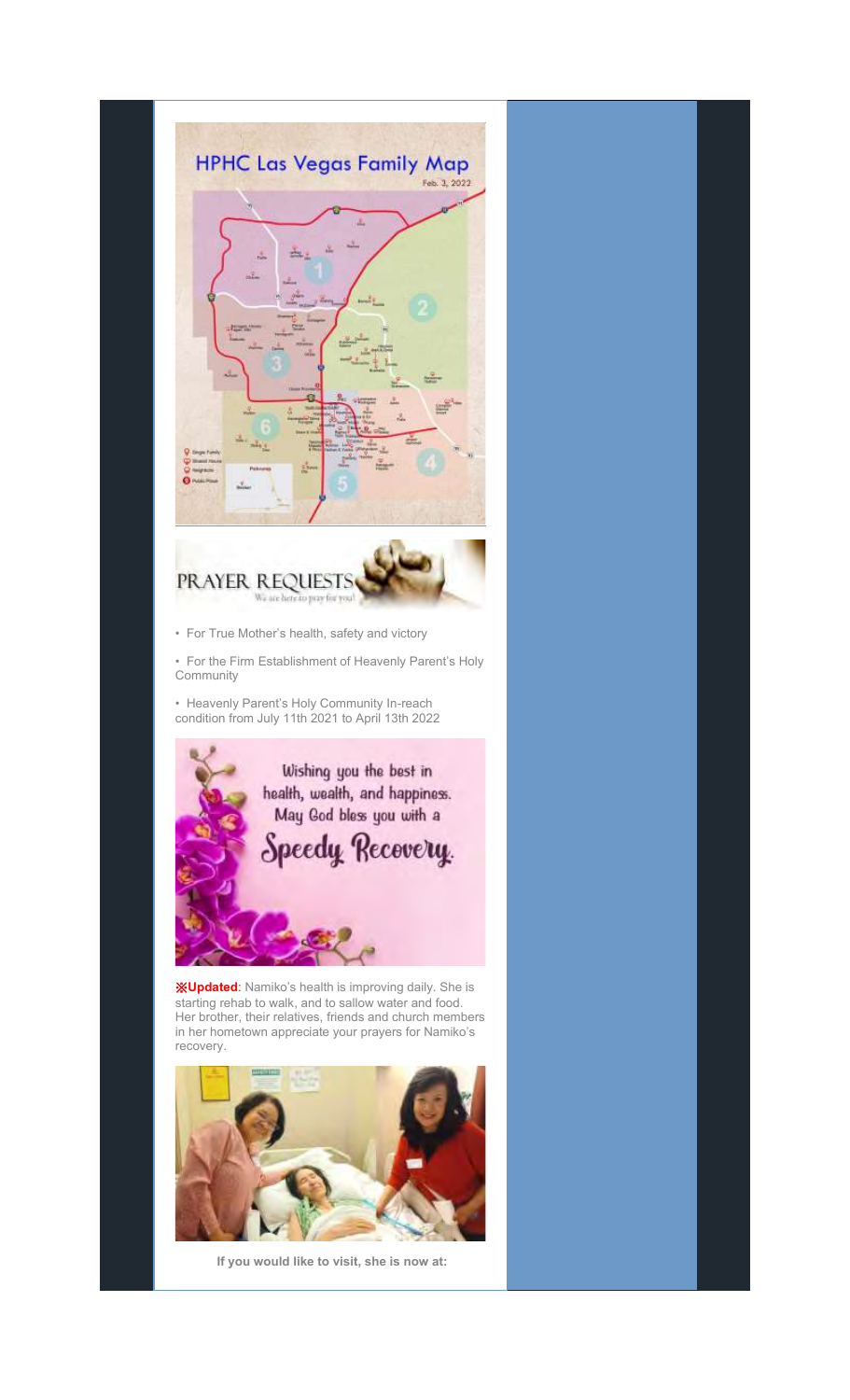- For True Mother's health, safety and victory
- For the Firm Establishment of Heavenly Parent's Holy Community
- Heavenly Parent's Holy Community In-reach condition from July 11th 2021 to April 13th 2022

※**Updated**: Namiko's health is improving daily. She is starting rehab to walk, and to sallow water and food. Her brother, their relatives, friends and church members in her hometown appreciate your prayers for Namiko's recovery.

**If you would like to visit, she is now at:**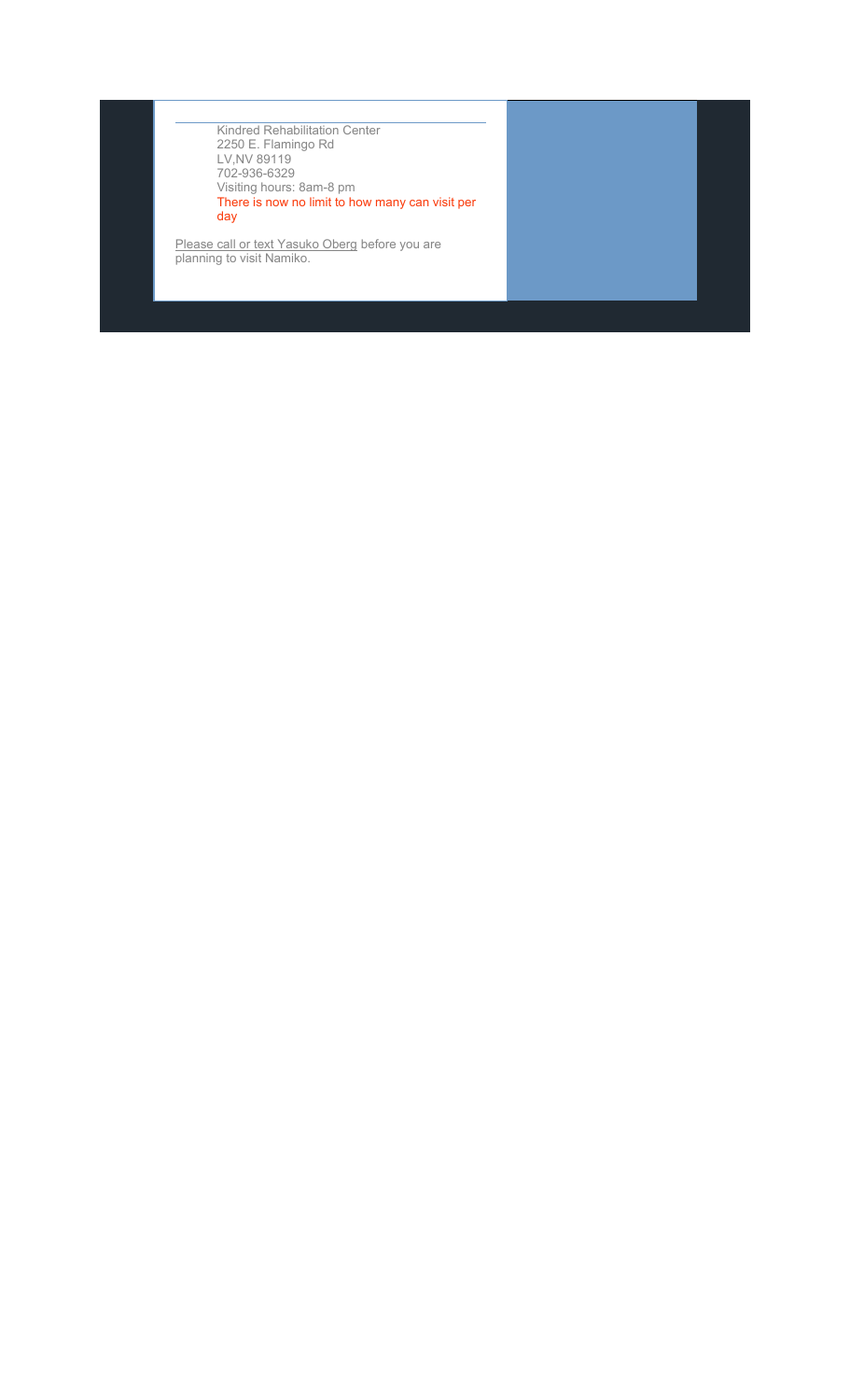---

Kindred Rehabilitation Center
2250 E. Flamingo Rd
LV,NV 89119
702-936-6329
Visiting hours: 8am-8 pm
There is now no limit to how many can visit per day

Please call or text Yasuko Oberg before you are planning to visit Namiko.